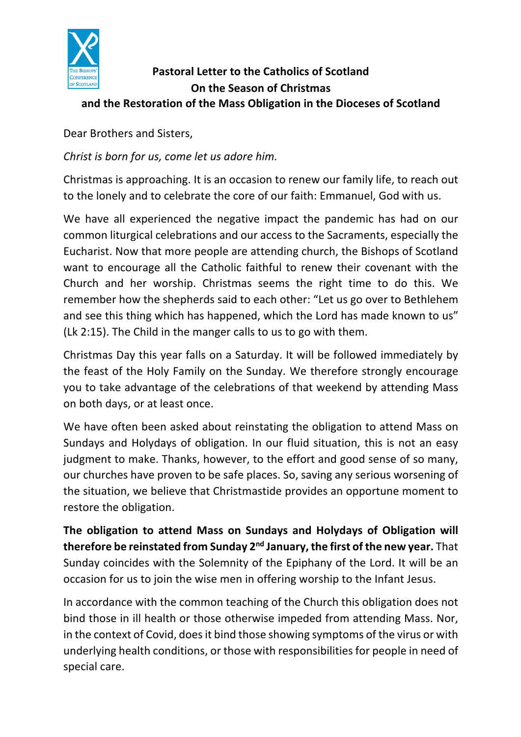# Pastoral Letter to the Catholics of Scotland
## On the Season of Christmas
## and the Restoration of the Mass Obligation in the Dioceses of Scotland

Dear Brothers and Sisters,

*Christ is born for us, come let us adore him.*

Christmas is approaching. It is an occasion to renew our family life, to reach out to the lonely and to celebrate the core of our faith: Emmanuel, God with us.

We have all experienced the negative impact the pandemic has had on our common liturgical celebrations and our access to the Sacraments, especially the Eucharist. Now that more people are attending church, the Bishops of Scotland want to encourage all the Catholic faithful to renew their covenant with the Church and her worship. Christmas seems the right time to do this. We remember how the shepherds said to each other: "Let us go over to Bethlehem and see this thing which has happened, which the Lord has made known to us" (Lk 2:15). The Child in the manger calls to us to go with them.

Christmas Day this year falls on a Saturday. It will be followed immediately by the feast of the Holy Family on the Sunday. We therefore strongly encourage you to take advantage of the celebrations of that weekend by attending Mass on both days, or at least once.

We have often been asked about reinstating the obligation to attend Mass on Sundays and Holydays of obligation. In our fluid situation, this is not an easy judgment to make. Thanks, however, to the effort and good sense of so many, our churches have proven to be safe places. So, saving any serious worsening of the situation, we believe that Christmastide provides an opportune moment to restore the obligation.

**The obligation to attend Mass on Sundays and Holydays of Obligation will therefore be reinstated from Sunday 2nd January, the first of the new year.** That Sunday coincides with the Solemnity of the Epiphany of the Lord. It will be an occasion for us to join the wise men in offering worship to the Infant Jesus.

In accordance with the common teaching of the Church this obligation does not bind those in ill health or those otherwise impeded from attending Mass. Nor, in the context of Covid, does it bind those showing symptoms of the virus or with underlying health conditions, or those with responsibilities for people in need of special care.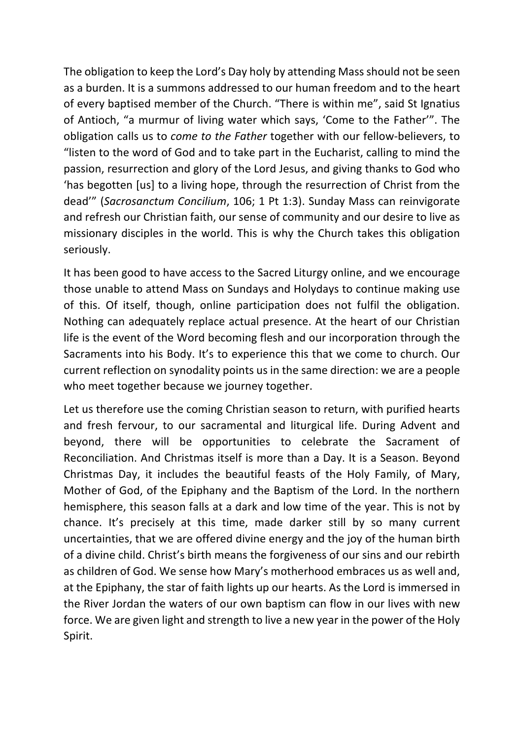The obligation to keep the Lord's Day holy by attending Mass should not be seen as a burden. It is a summons addressed to our human freedom and to the heart of every baptised member of the Church. "There is within me", said St Ignatius of Antioch, "a murmur of living water which says, 'Come to the Father'". The obligation calls us to *come to the Father* together with our fellow-believers, to "listen to the word of God and to take part in the Eucharist, calling to mind the passion, resurrection and glory of the Lord Jesus, and giving thanks to God who 'has begotten [us] to a living hope, through the resurrection of Christ from the dead'" (*Sacrosanctum Concilium*, 106; 1 Pt 1:3). Sunday Mass can reinvigorate and refresh our Christian faith, our sense of community and our desire to live as missionary disciples in the world. This is why the Church takes this obligation seriously.

It has been good to have access to the Sacred Liturgy online, and we encourage those unable to attend Mass on Sundays and Holydays to continue making use of this. Of itself, though, online participation does not fulfil the obligation. Nothing can adequately replace actual presence. At the heart of our Christian life is the event of the Word becoming flesh and our incorporation through the Sacraments into his Body. It's to experience this that we come to church. Our current reflection on synodality points us in the same direction: we are a people who meet together because we journey together.

Let us therefore use the coming Christian season to return, with purified hearts and fresh fervour, to our sacramental and liturgical life. During Advent and beyond, there will be opportunities to celebrate the Sacrament of Reconciliation. And Christmas itself is more than a Day. It is a Season. Beyond Christmas Day, it includes the beautiful feasts of the Holy Family, of Mary, Mother of God, of the Epiphany and the Baptism of the Lord. In the northern hemisphere, this season falls at a dark and low time of the year. This is not by chance. It's precisely at this time, made darker still by so many current uncertainties, that we are offered divine energy and the joy of the human birth of a divine child. Christ's birth means the forgiveness of our sins and our rebirth as children of God. We sense how Mary's motherhood embraces us as well and, at the Epiphany, the star of faith lights up our hearts. As the Lord is immersed in the River Jordan the waters of our own baptism can flow in our lives with new force. We are given light and strength to live a new year in the power of the Holy Spirit.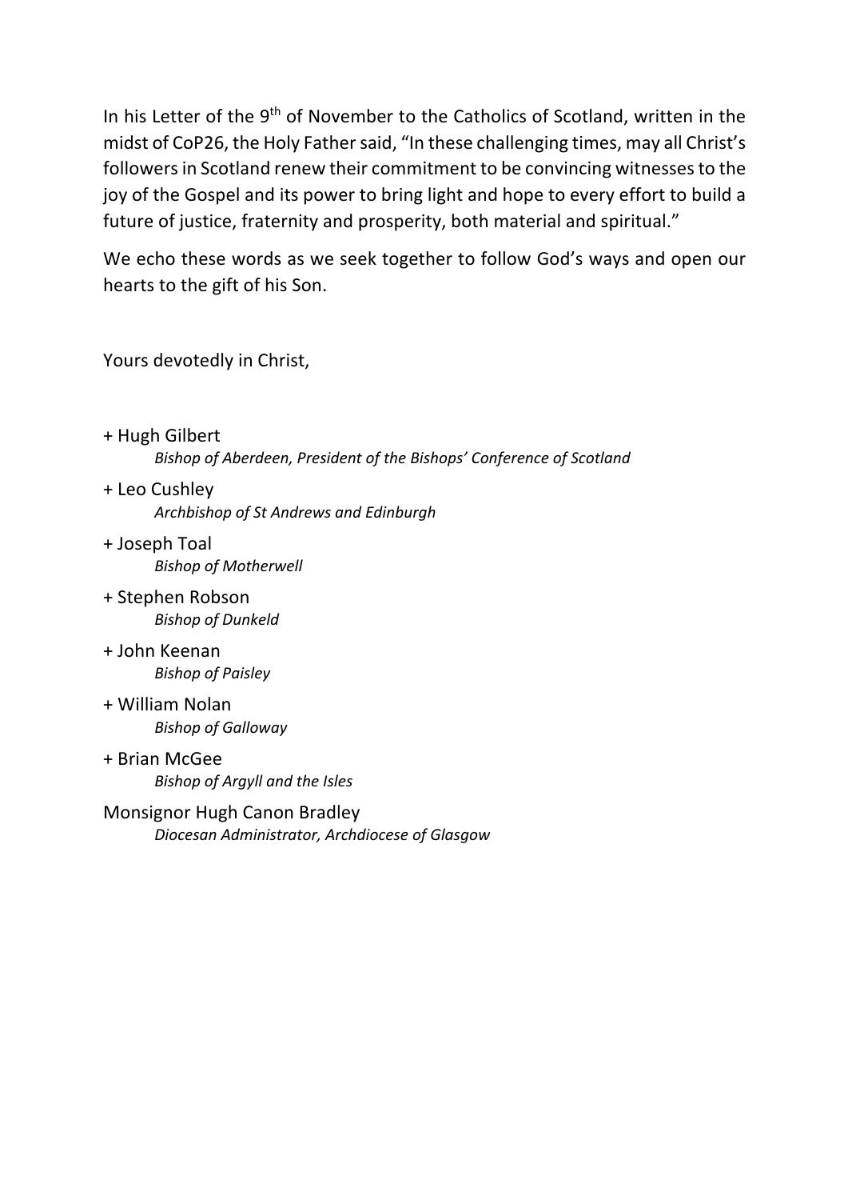In his Letter of the 9th of November to the Catholics of Scotland, written in the midst of CoP26, the Holy Father said, "In these challenging times, may all Christ's followers in Scotland renew their commitment to be convincing witnesses to the joy of the Gospel and its power to bring light and hope to every effort to build a future of justice, fraternity and prosperity, both material and spiritual."

We echo these words as we seek together to follow God's ways and open our hearts to the gift of his Son.

Yours devotedly in Christ,

+ Hugh Gilbert
*Bishop of Aberdeen, President of the Bishops' Conference of Scotland*

+ Leo Cushley
*Archbishop of St Andrews and Edinburgh*

+ Joseph Toal
*Bishop of Motherwell*

+ Stephen Robson
*Bishop of Dunkeld*

+ John Keenan
*Bishop of Paisley*

+ William Nolan
*Bishop of Galloway*

+ Brian McGee
*Bishop of Argyll and the Isles*

Monsignor Hugh Canon Bradley
*Diocesan Administrator, Archdiocese of Glasgow*